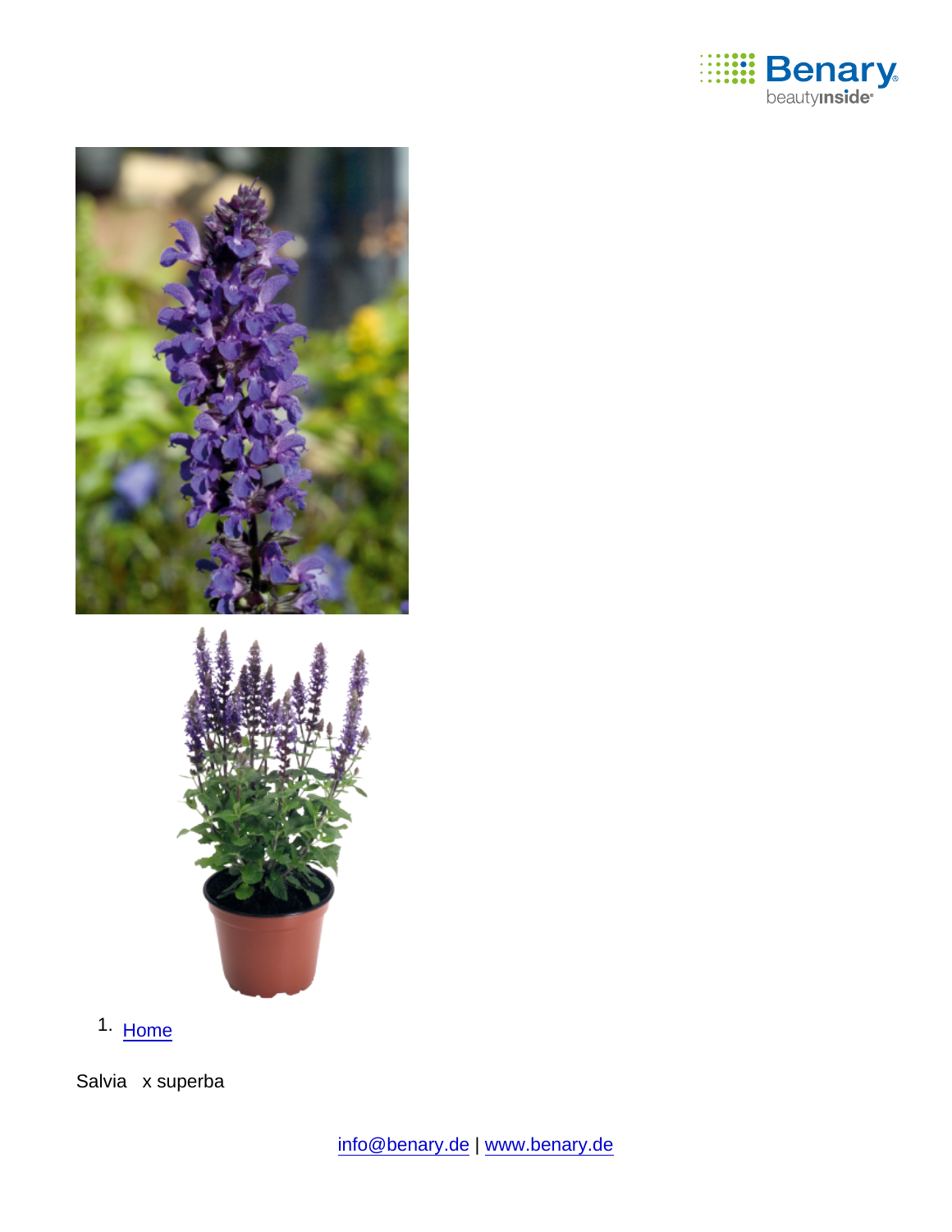1. Home

Salvia x superba

info@benary.de | www.benary.de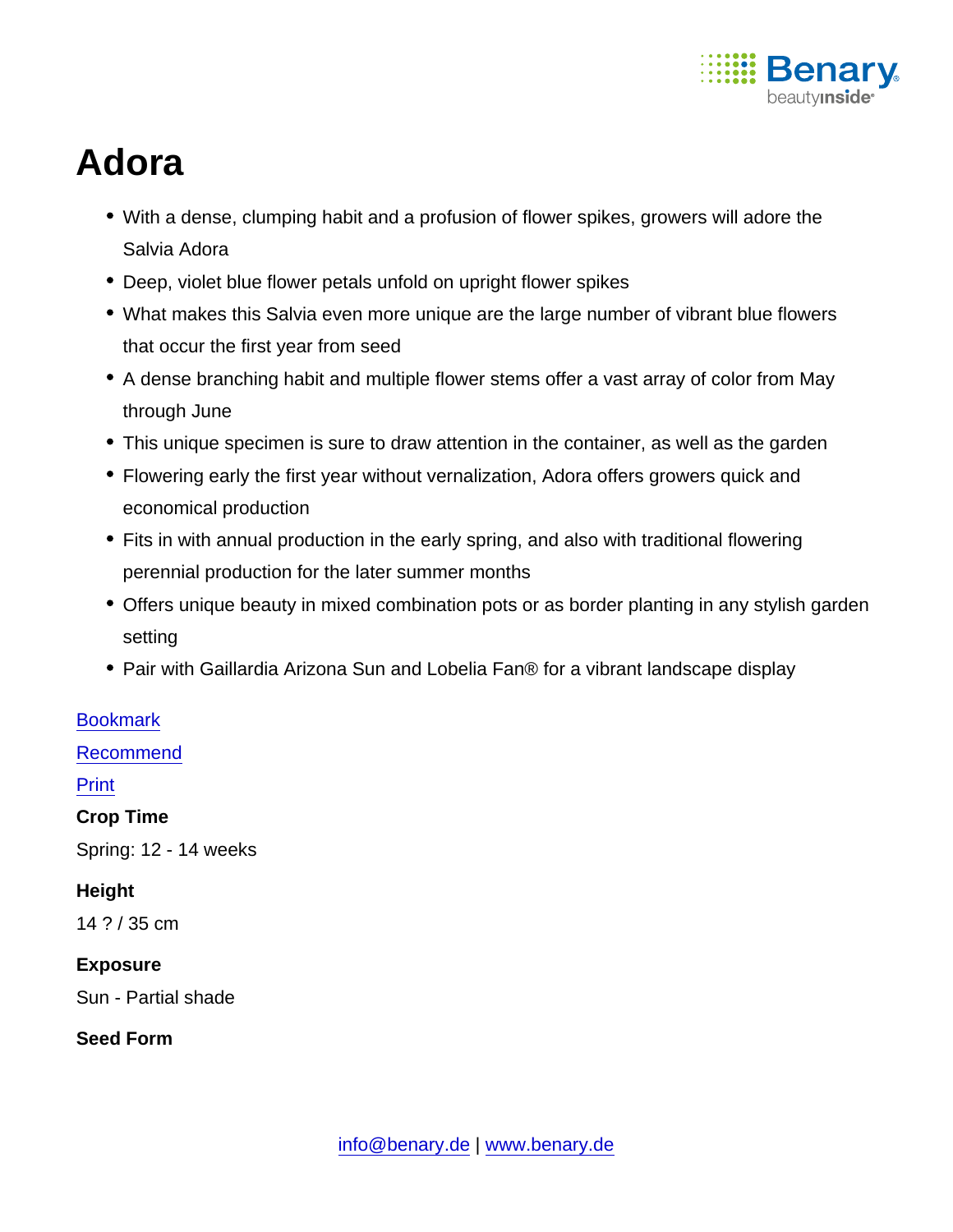# Adora

- With a dense, clumping habit and a profusion of flower spikes, growers will adore the Salvia Adora
- Deep, violet blue flower petals unfold on upright flower spikes
- What makes this Salvia even more unique are the large number of vibrant blue flowers that occur the first year from seed
- A dense branching habit and multiple flower stems offer a vast array of color from May through June
- This unique specimen is sure to draw attention in the container, as well as the garden
- Flowering early the first year without vernalization, Adora offers growers quick and economical production
- Fits in with annual production in the early spring, and also with traditional flowering perennial production for the later summer months
- Offers unique beauty in mixed combination pots or as border planting in any stylish garden setting
- Pair with Gaillardia Arizona Sun and Lobelia Fan® for a vibrant landscape display

Bookmark

Recommend

Print

**Crop Time**

Spring: 12 - 14 weeks

**Height**

14 ? / 35 cm

**Exposure**

Sun - Partial shade

**Seed Form**

info@benary.de | www.benary.de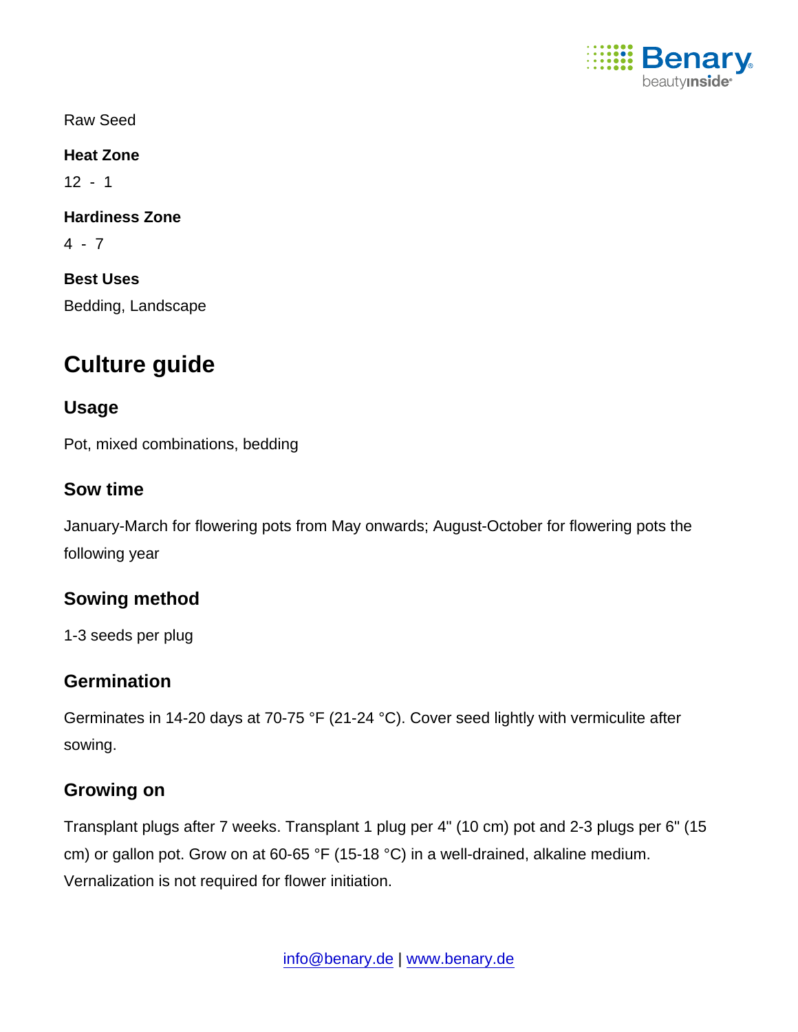Raw Seed

**Heat Zone**

12 - 1

**Hardiness Zone**

4 - 7

**Best Uses**

Bedding, Landscape

# Culture guide

## Usage

Pot, mixed combinations, bedding

## Sow time

January-March for flowering pots from May onwards; August-October for flowering pots the following year

## Sowing method

1-3 seeds per plug

## Germination

Germinates in 14-20 days at 70-75 °F (21-24 °C). Cover seed lightly with vermiculite after sowing.

## Growing on

Transplant plugs after 7 weeks. Transplant 1 plug per 4" (10 cm) pot and 2-3 plugs per 6" (15 cm) or gallon pot. Grow on at 60-65 °F (15-18 °C) in a well-drained, alkaline medium. Vernalization is not required for flower initiation.

info@benary.de | www.benary.de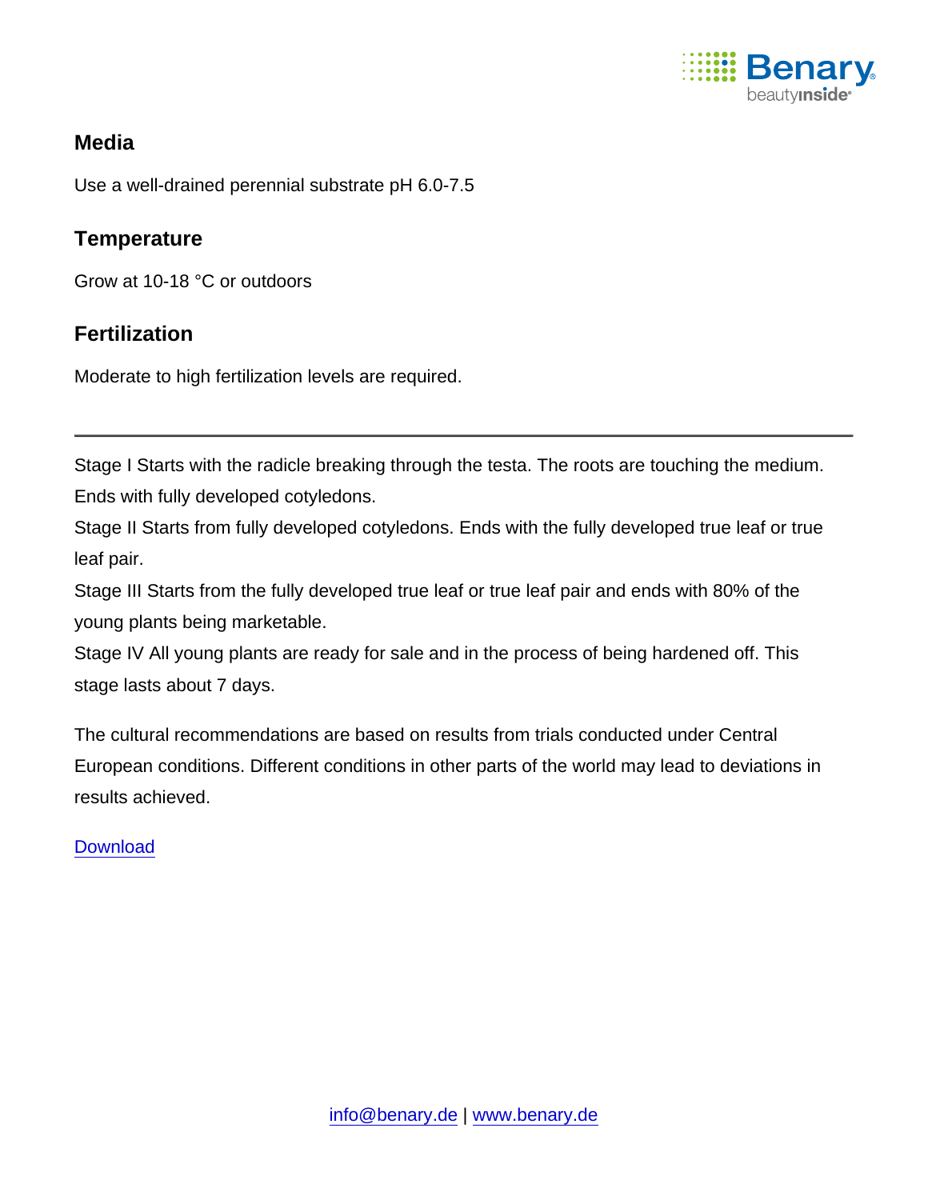## Media

Use a well-drained perennial substrate pH 6.0-7.5

## Temperature

Grow at 10-18 °C or outdoors

## Fertilization

Moderate to high fertilization levels are required.

---

Stage I Starts with the radicle breaking through the testa. The roots are touching the medium. Ends with fully developed cotyledons.
Stage II Starts from fully developed cotyledons. Ends with the fully developed true leaf or true leaf pair.
Stage III Starts from the fully developed true leaf or true leaf pair and ends with 80% of the young plants being marketable.
Stage IV All young plants are ready for sale and in the process of being hardened off. This stage lasts about 7 days.

The cultural recommendations are based on results from trials conducted under Central European conditions. Different conditions in other parts of the world may lead to deviations in results achieved.

Download

info@benary.de | www.benary.de